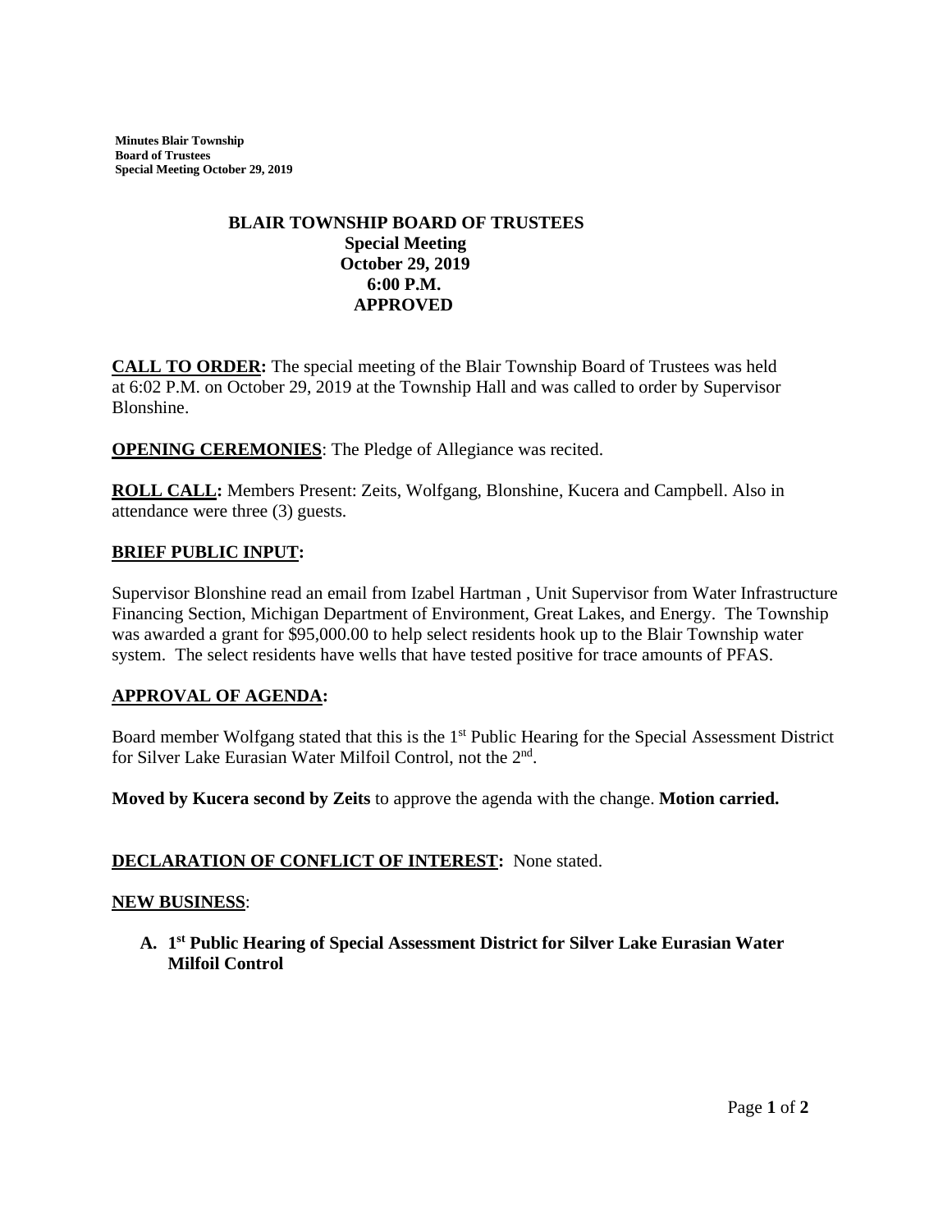# BLAIR TOWNSHIP BOARD OF TRUSTEES

**Special Meeting**
**October 29, 2019**
**6:00 P.M.**
**APPROVED**

**CALL TO ORDER:** The special meeting of the Blair Township Board of Trustees was held at 6:02 P.M. on October 29, 2019 at the Township Hall and was called to order by Supervisor Blonshine.

**OPENING CEREMONIES**: The Pledge of Allegiance was recited.

**ROLL CALL:** Members Present: Zeits, Wolfgang, Blonshine, Kucera and Campbell. Also in attendance were three (3) guests.

**BRIEF PUBLIC INPUT:**

Supervisor Blonshine read an email from Izabel Hartman , Unit Supervisor from Water Infrastructure Financing Section, Michigan Department of Environment, Great Lakes, and Energy. The Township was awarded a grant for $95,000.00 to help select residents hook up to the Blair Township water system. The select residents have wells that have tested positive for trace amounts of PFAS.

**APPROVAL OF AGENDA:**

Board member Wolfgang stated that this is the 1st Public Hearing for the Special Assessment District for Silver Lake Eurasian Water Milfoil Control, not the 2nd.

**Moved by Kucera second by Zeits** to approve the agenda with the change. **Motion carried.**

**DECLARATION OF CONFLICT OF INTEREST:** None stated.

**NEW BUSINESS**:

**A. 1st Public Hearing of Special Assessment District for Silver Lake Eurasian Water Milfoil Control**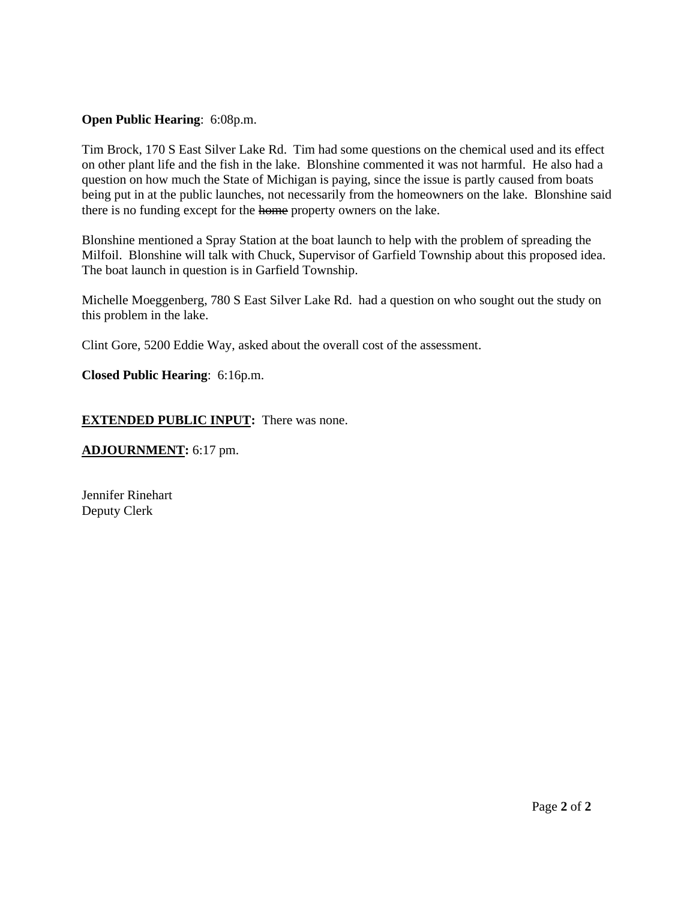**Open Public Hearing**: 6:08p.m.

Tim Brock, 170 S East Silver Lake Rd. Tim had some questions on the chemical used and its effect on other plant life and the fish in the lake. Blonshine commented it was not harmful. He also had a question on how much the State of Michigan is paying, since the issue is partly caused from boats being put in at the public launches, not necessarily from the homeowners on the lake. Blonshine said there is no funding except for the ~~home~~ property owners on the lake.

Blonshine mentioned a Spray Station at the boat launch to help with the problem of spreading the Milfoil. Blonshine will talk with Chuck, Supervisor of Garfield Township about this proposed idea. The boat launch in question is in Garfield Township.

Michelle Moeggenberg, 780 S East Silver Lake Rd. had a question on who sought out the study on this problem in the lake.

Clint Gore, 5200 Eddie Way, asked about the overall cost of the assessment.

**Closed Public Hearing**: 6:16p.m.

**<u>EXTENDED PUBLIC INPUT</u>:** There was none.

**<u>ADJOURNMENT</u>:** 6:17 pm.

Jennifer Rinehart
Deputy Clerk